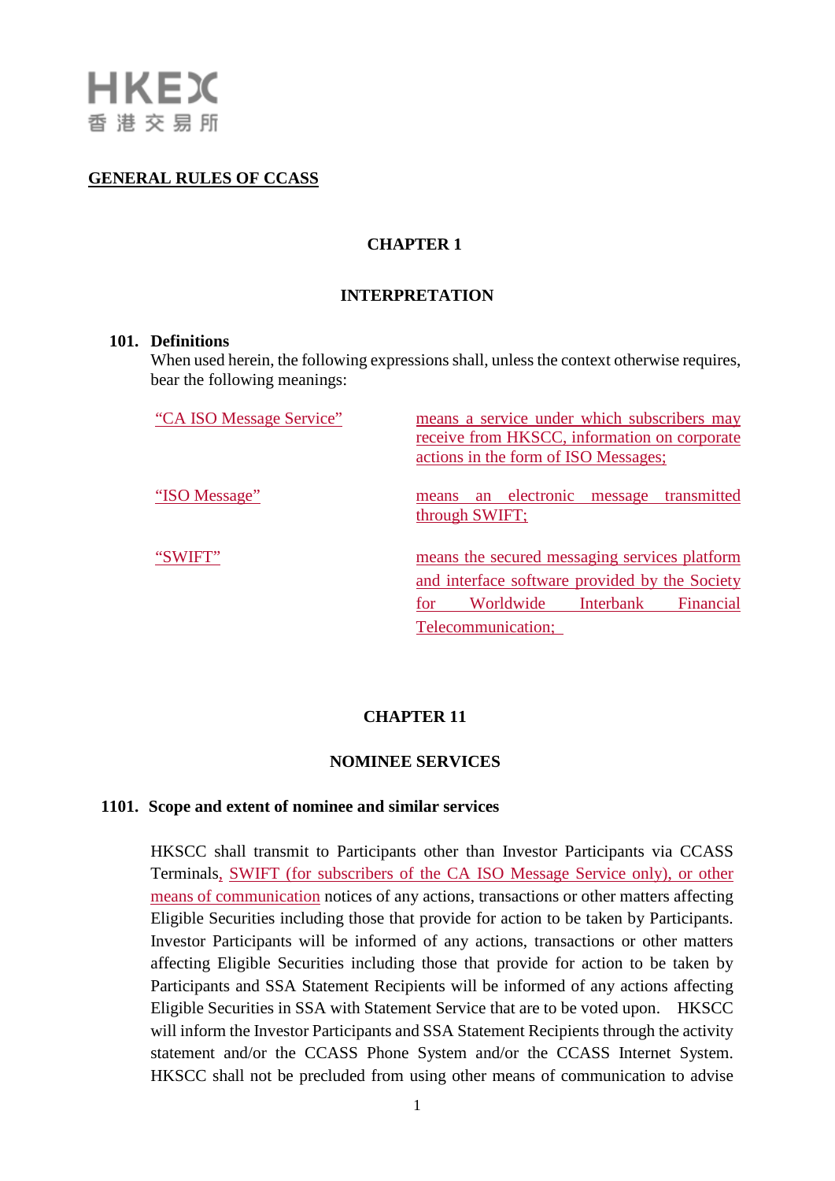**GENERAL RULES OF CCASS**

## CHAPTER 1

## INTERPRETATION

**101. Definitions**

When used herein, the following expressions shall, unless the context otherwise requires, bear the following meanings:

| | |
|---|---|
| "CA ISO Message Service" | means a service under which subscribers may receive from HKSCC, information on corporate actions in the form of ISO Messages; |
| "ISO Message" | means an electronic message transmitted through SWIFT; |
| "SWIFT" | means the secured messaging services platform and interface software provided by the Society for Worldwide Interbank Financial Telecommunication; |

## CHAPTER 11

## NOMINEE SERVICES

**1101. Scope and extent of nominee and similar services**

HKSCC shall transmit to Participants other than Investor Participants via CCASS Terminals, SWIFT (for subscribers of the CA ISO Message Service only), or other means of communication notices of any actions, transactions or other matters affecting Eligible Securities including those that provide for action to be taken by Participants. Investor Participants will be informed of any actions, transactions or other matters affecting Eligible Securities including those that provide for action to be taken by Participants and SSA Statement Recipients will be informed of any actions affecting Eligible Securities in SSA with Statement Service that are to be voted upon. HKSCC will inform the Investor Participants and SSA Statement Recipients through the activity statement and/or the CCASS Phone System and/or the CCASS Internet System. HKSCC shall not be precluded from using other means of communication to advise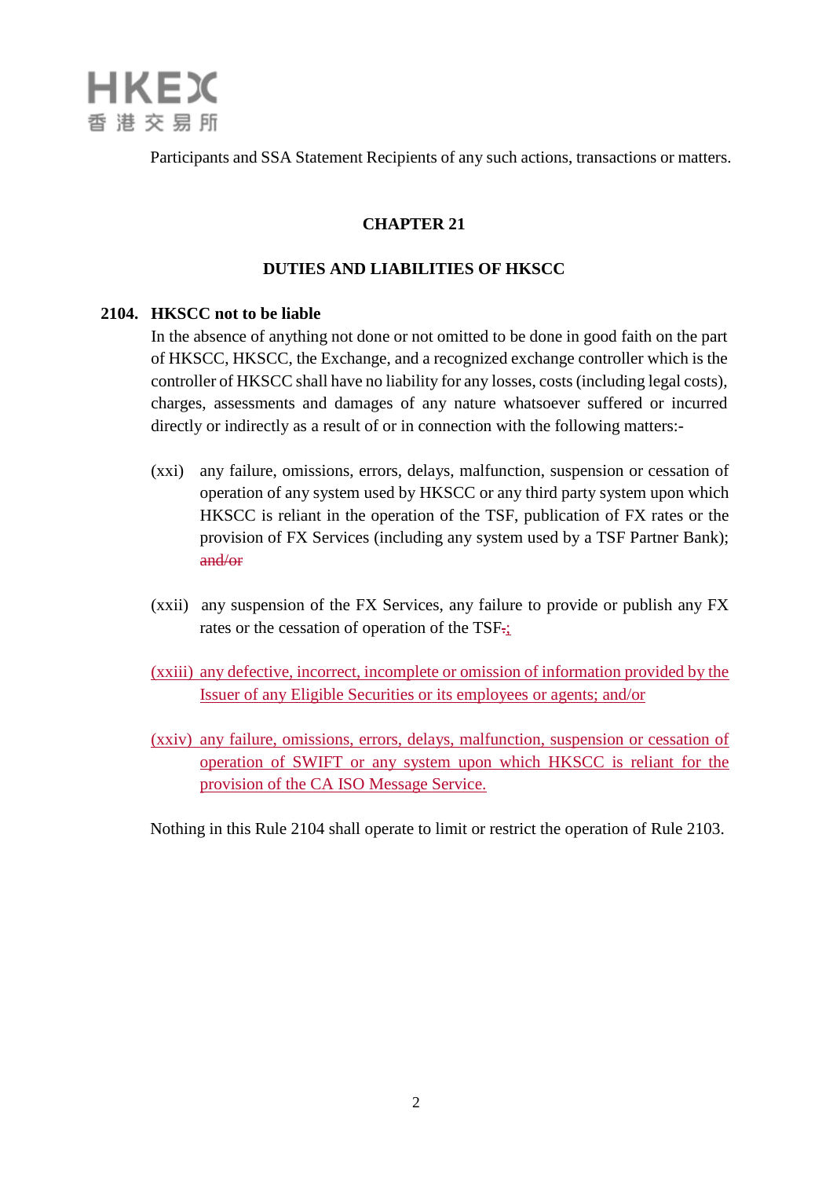Participants and SSA Statement Recipients of any such actions, transactions or matters.

## CHAPTER 21

## DUTIES AND LIABILITIES OF HKSCC

**2104. HKSCC not to be liable**

In the absence of anything not done or not omitted to be done in good faith on the part of HKSCC, HKSCC, the Exchange, and a recognized exchange controller which is the controller of HKSCC shall have no liability for any losses, costs (including legal costs), charges, assessments and damages of any nature whatsoever suffered or incurred directly or indirectly as a result of or in connection with the following matters:-

(xxi) any failure, omissions, errors, delays, malfunction, suspension or cessation of operation of any system used by HKSCC or any third party system upon which HKSCC is reliant in the operation of the TSF, publication of FX rates or the provision of FX Services (including any system used by a TSF Partner Bank); ~~and/or~~

(xxii) any suspension of the FX Services, any failure to provide or publish any FX rates or the cessation of operation of the TSF~~.~~;

(xxiii) any defective, incorrect, incomplete or omission of information provided by the Issuer of any Eligible Securities or its employees or agents; and/or

(xxiv) any failure, omissions, errors, delays, malfunction, suspension or cessation of operation of SWIFT or any system upon which HKSCC is reliant for the provision of the CA ISO Message Service.

Nothing in this Rule 2104 shall operate to limit or restrict the operation of Rule 2103.